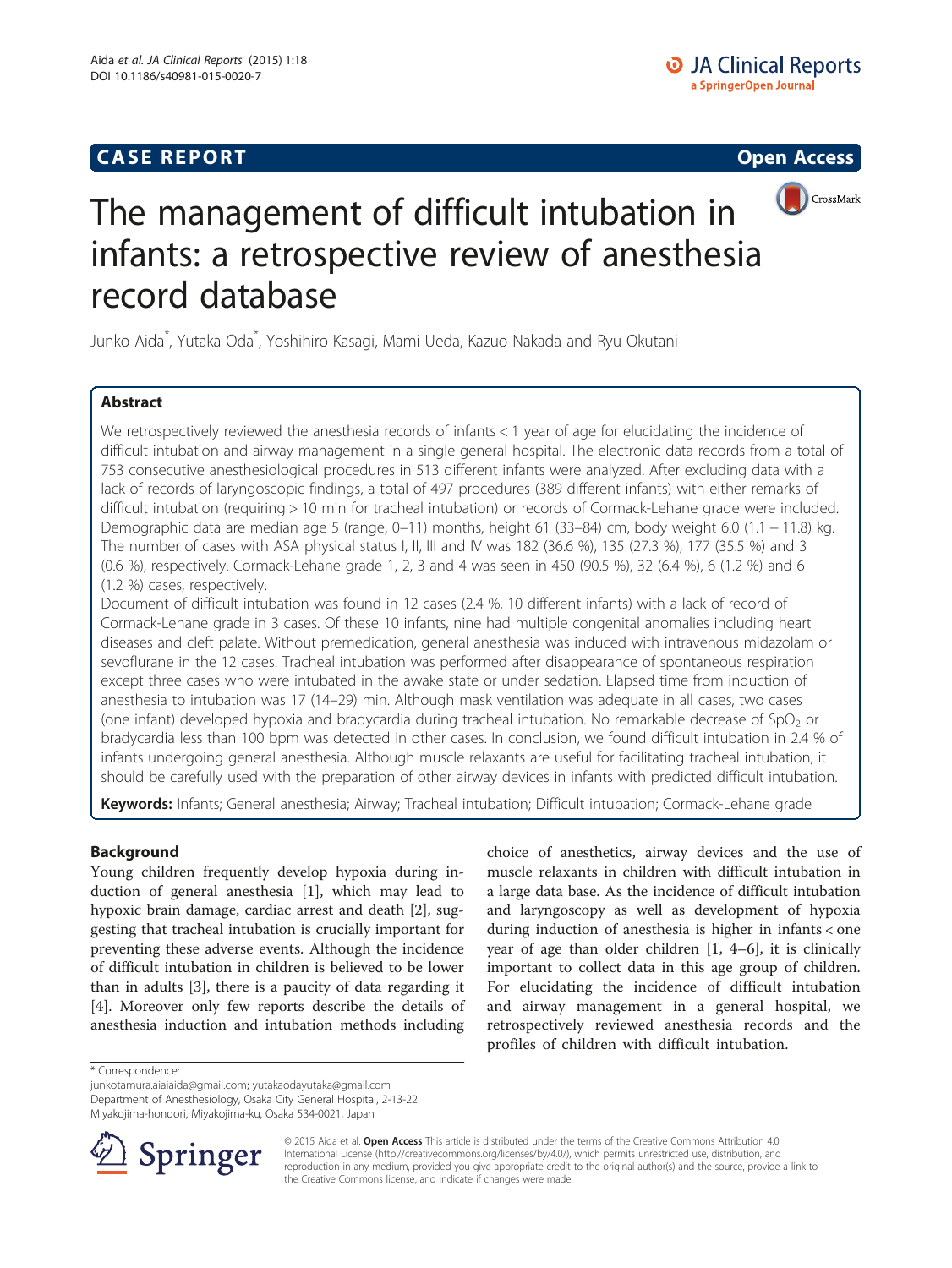CASE REPORT

Open Access

# The management of difficult intubation in infants: a retrospective review of anesthesia record database

Junko Aida*, Yutaka Oda*, Yoshihiro Kasagi, Mami Ueda, Kazuo Nakada and Ryu Okutani

## Abstract

We retrospectively reviewed the anesthesia records of infants < 1 year of age for elucidating the incidence of difficult intubation and airway management in a single general hospital. The electronic data records from a total of 753 consecutive anesthesiological procedures in 513 different infants were analyzed. After excluding data with a lack of records of laryngoscopic findings, a total of 497 procedures (389 different infants) with either remarks of difficult intubation (requiring > 10 min for tracheal intubation) or records of Cormack-Lehane grade were included. Demographic data are median age 5 (range, 0–11) months, height 61 (33–84) cm, body weight 6.0 (1.1 – 11.8) kg. The number of cases with ASA physical status I, II, III and IV was 182 (36.6 %), 135 (27.3 %), 177 (35.5 %) and 3 (0.6 %), respectively. Cormack-Lehane grade 1, 2, 3 and 4 was seen in 450 (90.5 %), 32 (6.4 %), 6 (1.2 %) and 6 (1.2 %) cases, respectively.

Document of difficult intubation was found in 12 cases (2.4 %, 10 different infants) with a lack of record of Cormack-Lehane grade in 3 cases. Of these 10 infants, nine had multiple congenital anomalies including heart diseases and cleft palate. Without premedication, general anesthesia was induced with intravenous midazolam or sevoflurane in the 12 cases. Tracheal intubation was performed after disappearance of spontaneous respiration except three cases who were intubated in the awake state or under sedation. Elapsed time from induction of anesthesia to intubation was 17 (14–29) min. Although mask ventilation was adequate in all cases, two cases (one infant) developed hypoxia and bradycardia during tracheal intubation. No remarkable decrease of $SpO_2$ or bradycardia less than 100 bpm was detected in other cases. In conclusion, we found difficult intubation in 2.4 % of infants undergoing general anesthesia. Although muscle relaxants are useful for facilitating tracheal intubation, it should be carefully used with the preparation of other airway devices in infants with predicted difficult intubation.

**Keywords:** Infants; General anesthesia; Airway; Tracheal intubation; Difficult intubation; Cormack-Lehane grade

## Background

Young children frequently develop hypoxia during induction of general anesthesia [1], which may lead to hypoxic brain damage, cardiac arrest and death [2], suggesting that tracheal intubation is crucially important for preventing these adverse events. Although the incidence of difficult intubation in children is believed to be lower than in adults [3], there is a paucity of data regarding it [4]. Moreover only few reports describe the details of anesthesia induction and intubation methods including choice of anesthetics, airway devices and the use of muscle relaxants in children with difficult intubation in a large data base. As the incidence of difficult intubation and laryngoscopy as well as development of hypoxia during induction of anesthesia is higher in infants < one year of age than older children [1, 4–6], it is clinically important to collect data in this age group of children. For elucidating the incidence of difficult intubation and airway management in a general hospital, we retrospectively reviewed anesthesia records and the profiles of children with difficult intubation.

\* Correspondence:
junkotamura.aiaiaida@gmail.com; yutakaodayutaka@gmail.com
Department of Anesthesiology, Osaka City General Hospital, 2-13-22 Miyakojima-hondori, Miyakojima-ku, Osaka 534-0021, Japan

© 2015 Aida et al. **Open Access** This article is distributed under the terms of the Creative Commons Attribution 4.0 International License (http://creativecommons.org/licenses/by/4.0/), which permits unrestricted use, distribution, and reproduction in any medium, provided you give appropriate credit to the original author(s) and the source, provide a link to the Creative Commons license, and indicate if changes were made.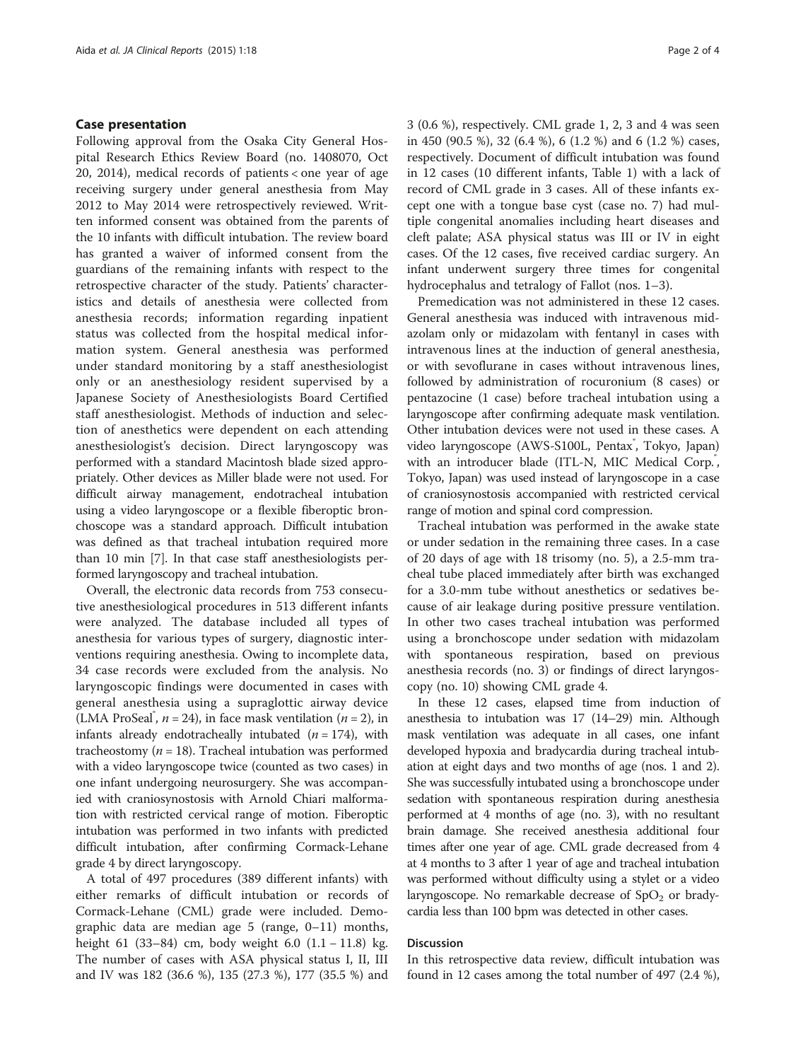## Case presentation

Following approval from the Osaka City General Hospital Research Ethics Review Board (no. 1408070, Oct 20, 2014), medical records of patients < one year of age receiving surgery under general anesthesia from May 2012 to May 2014 were retrospectively reviewed. Written informed consent was obtained from the parents of the 10 infants with difficult intubation. The review board has granted a waiver of informed consent from the guardians of the remaining infants with respect to the retrospective character of the study. Patients' characteristics and details of anesthesia were collected from anesthesia records; information regarding inpatient status was collected from the hospital medical information system. General anesthesia was performed under standard monitoring by a staff anesthesiologist only or an anesthesiology resident supervised by a Japanese Society of Anesthesiologists Board Certified staff anesthesiologist. Methods of induction and selection of anesthetics were dependent on each attending anesthesiologist's decision. Direct laryngoscopy was performed with a standard Macintosh blade sized appropriately. Other devices as Miller blade were not used. For difficult airway management, endotracheal intubation using a video laryngoscope or a flexible fiberoptic bronchoscope was a standard approach. Difficult intubation was defined as that tracheal intubation required more than 10 min [7]. In that case staff anesthesiologists performed laryngoscopy and tracheal intubation.

Overall, the electronic data records from 753 consecutive anesthesiological procedures in 513 different infants were analyzed. The database included all types of anesthesia for various types of surgery, diagnostic interventions requiring anesthesia. Owing to incomplete data, 34 case records were excluded from the analysis. No laryngoscopic findings were documented in cases with general anesthesia using a supraglottic airway device (LMA ProSeal®, $n = 24$), in face mask ventilation ($n = 2$), in infants already endotracheally intubated ($n = 174$), with tracheostomy ($n = 18$). Tracheal intubation was performed with a video laryngoscope twice (counted as two cases) in one infant undergoing neurosurgery. She was accompanied with craniosynostosis with Arnold Chiari malformation with restricted cervical range of motion. Fiberoptic intubation was performed in two infants with predicted difficult intubation, after confirming Cormack-Lehane grade 4 by direct laryngoscopy.

A total of 497 procedures (389 different infants) with either remarks of difficult intubation or records of Cormack-Lehane (CML) grade were included. Demographic data are median age 5 (range, 0–11) months, height 61 (33–84) cm, body weight 6.0 (1.1 – 11.8) kg. The number of cases with ASA physical status I, II, III and IV was 182 (36.6 %), 135 (27.3 %), 177 (35.5 %) and 3 (0.6 %), respectively. CML grade 1, 2, 3 and 4 was seen in 450 (90.5 %), 32 (6.4 %), 6 (1.2 %) and 6 (1.2 %) cases, respectively. Document of difficult intubation was found in 12 cases (10 different infants, Table 1) with a lack of record of CML grade in 3 cases. All of these infants except one with a tongue base cyst (case no. 7) had multiple congenital anomalies including heart diseases and cleft palate; ASA physical status was III or IV in eight cases. Of the 12 cases, five received cardiac surgery. An infant underwent surgery three times for congenital hydrocephalus and tetralogy of Fallot (nos. 1–3).

Premedication was not administered in these 12 cases. General anesthesia was induced with intravenous midazolam only or midazolam with fentanyl in cases with intravenous lines at the induction of general anesthesia, or with sevoflurane in cases without intravenous lines, followed by administration of rocuronium (8 cases) or pentazocine (1 case) before tracheal intubation using a laryngoscope after confirming adequate mask ventilation. Other intubation devices were not used in these cases. A video laryngoscope (AWS-S100L, Pentax®, Tokyo, Japan) with an introducer blade (ITL-N, MIC Medical Corp.®, Tokyo, Japan) was used instead of laryngoscope in a case of craniosynostosis accompanied with restricted cervical range of motion and spinal cord compression.

Tracheal intubation was performed in the awake state or under sedation in the remaining three cases. In a case of 20 days of age with 18 trisomy (no. 5), a 2.5-mm tracheal tube placed immediately after birth was exchanged for a 3.0-mm tube without anesthetics or sedatives because of air leakage during positive pressure ventilation. In other two cases tracheal intubation was performed using a bronchoscope under sedation with midazolam with spontaneous respiration, based on previous anesthesia records (no. 3) or findings of direct laryngoscopy (no. 10) showing CML grade 4.

In these 12 cases, elapsed time from induction of anesthesia to intubation was 17 (14–29) min. Although mask ventilation was adequate in all cases, one infant developed hypoxia and bradycardia during tracheal intubation at eight days and two months of age (nos. 1 and 2). She was successfully intubated using a bronchoscope under sedation with spontaneous respiration during anesthesia performed at 4 months of age (no. 3), with no resultant brain damage. She received anesthesia additional four times after one year of age. CML grade decreased from 4 at 4 months to 3 after 1 year of age and tracheal intubation was performed without difficulty using a stylet or a video laryngoscope. No remarkable decrease of $SpO_2$ or bradycardia less than 100 bpm was detected in other cases.

## Discussion

In this retrospective data review, difficult intubation was found in 12 cases among the total number of 497 (2.4 %),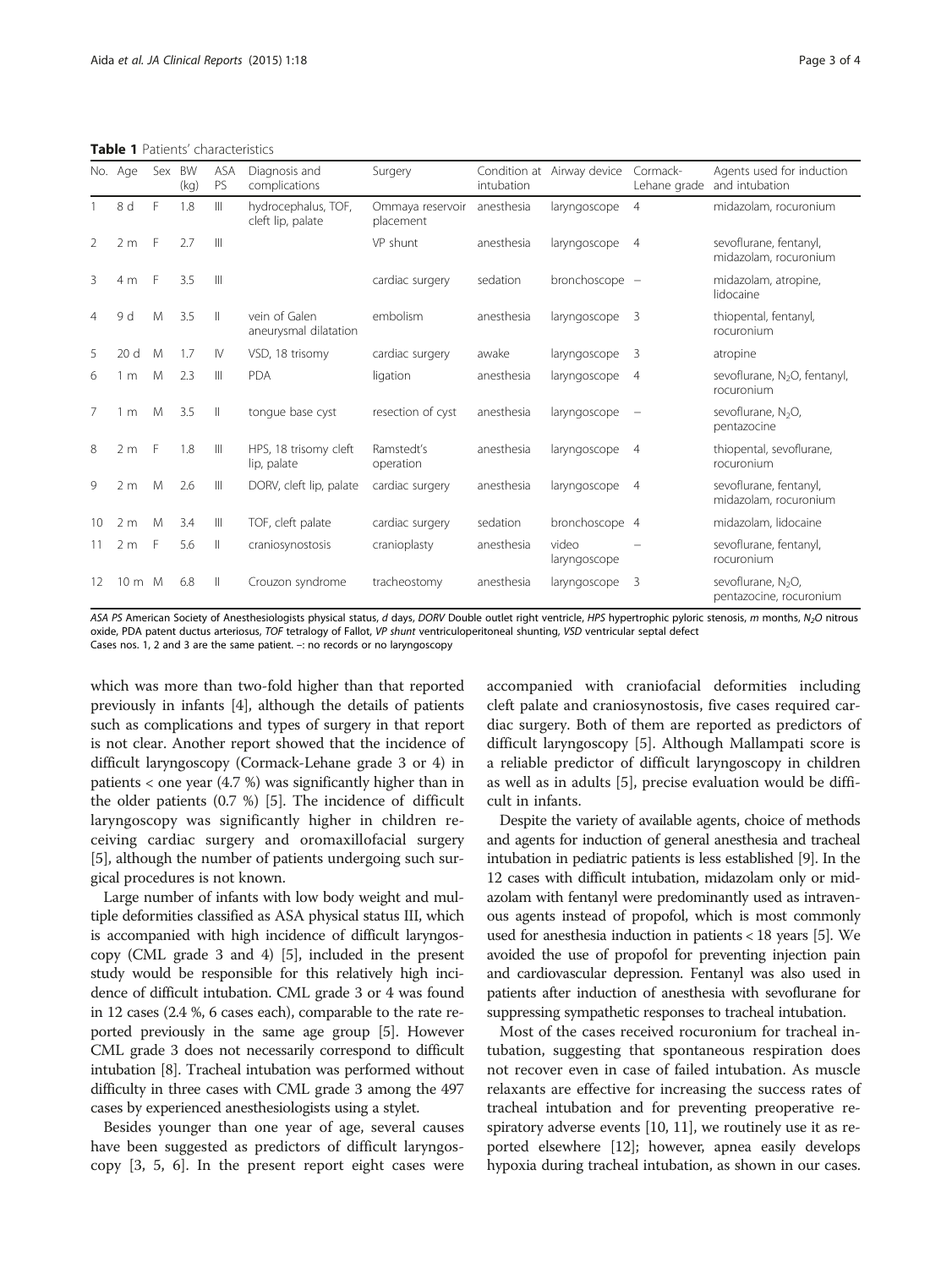**Table 1** Patients' characteristics

| No. | Age | Sex | BW (kg) | ASA PS | Diagnosis and complications | Surgery | Condition at intubation | Airway device | Cormack-Lehane grade | Agents used for induction and intubation |
|---|---|---|---|---|---|---|---|---|---|---|
| 1 | 8 d | F | 1.8 | III | hydrocephalus, TOF, cleft lip, palate | Ommaya reservoir placement | anesthesia | laryngoscope | 4 | midazolam, rocuronium |
| 2 | 2 m | F | 2.7 | III | | VP shunt | anesthesia | laryngoscope | 4 | sevoflurane, fentanyl, midazolam, rocuronium |
| 3 | 4 m | F | 3.5 | III | | cardiac surgery | sedation | bronchoscope | – | midazolam, atropine, lidocaine |
| 4 | 9 d | M | 3.5 | II | vein of Galen aneurysmal dilatation | embolism | anesthesia | laryngoscope | 3 | thiopental, fentanyl, rocuronium |
| 5 | 20 d | M | 1.7 | IV | VSD, 18 trisomy | cardiac surgery | awake | laryngoscope | 3 | atropine |
| 6 | 1 m | M | 2.3 | III | PDA | ligation | anesthesia | laryngoscope | 4 | sevoflurane, $N_2O$, fentanyl, rocuronium |
| 7 | 1 m | M | 3.5 | II | tongue base cyst | resection of cyst | anesthesia | laryngoscope | – | sevoflurane, $N_2O$, pentazocine |
| 8 | 2 m | F | 1.8 | III | HPS, 18 trisomy cleft lip, palate | Ramstedt's operation | anesthesia | laryngoscope | 4 | thiopental, sevoflurane, rocuronium |
| 9 | 2 m | M | 2.6 | III | DORV, cleft lip, palate | cardiac surgery | anesthesia | laryngoscope | 4 | sevoflurane, fentanyl, midazolam, rocuronium |
| 10 | 2 m | M | 3.4 | III | TOF, cleft palate | cardiac surgery | sedation | bronchoscope | 4 | midazolam, lidocaine |
| 11 | 2 m | F | 5.6 | II | craniosynostosis | cranioplasty | anesthesia | video laryngoscope | – | sevoflurane, fentanyl, rocuronium |
| 12 | 10 m | M | 6.8 | II | Crouzon syndrome | tracheostomy | anesthesia | laryngoscope | 3 | sevoflurane, $N_2O$, pentazocine, rocuronium |

*ASA PS* American Society of Anesthesiologists physical status, *d* days, *DORV* Double outlet right ventricle, *HPS* hypertrophic pyloric stenosis, *m* months, $N_2O$ nitrous oxide, PDA patent ductus arteriosus, *TOF* tetralogy of Fallot, *VP shunt* ventriculoperitoneal shunting, *VSD* ventricular septal defect
Cases nos. 1, 2 and 3 are the same patient. –: no records or no laryngoscopy

which was more than two-fold higher than that reported previously in infants [4], although the details of patients such as complications and types of surgery in that report is not clear. Another report showed that the incidence of difficult laryngoscopy (Cormack-Lehane grade 3 or 4) in patients < one year (4.7 %) was significantly higher than in the older patients (0.7 %) [5]. The incidence of difficult laryngoscopy was significantly higher in children receiving cardiac surgery and oromaxillofacial surgery [5], although the number of patients undergoing such surgical procedures is not known.

Large number of infants with low body weight and multiple deformities classified as ASA physical status III, which is accompanied with high incidence of difficult laryngoscopy (CML grade 3 and 4) [5], included in the present study would be responsible for this relatively high incidence of difficult intubation. CML grade 3 or 4 was found in 12 cases (2.4 %, 6 cases each), comparable to the rate reported previously in the same age group [5]. However CML grade 3 does not necessarily correspond to difficult intubation [8]. Tracheal intubation was performed without difficulty in three cases with CML grade 3 among the 497 cases by experienced anesthesiologists using a stylet.

Besides younger than one year of age, several causes have been suggested as predictors of difficult laryngoscopy [3, 5, 6]. In the present report eight cases were accompanied with craniofacial deformities including cleft palate and craniosynostosis, five cases required cardiac surgery. Both of them are reported as predictors of difficult laryngoscopy [5]. Although Mallampati score is a reliable predictor of difficult laryngoscopy in children as well as in adults [5], precise evaluation would be difficult in infants.

Despite the variety of available agents, choice of methods and agents for induction of general anesthesia and tracheal intubation in pediatric patients is less established [9]. In the 12 cases with difficult intubation, midazolam only or midazolam with fentanyl were predominantly used as intravenous agents instead of propofol, which is most commonly used for anesthesia induction in patients < 18 years [5]. We avoided the use of propofol for preventing injection pain and cardiovascular depression. Fentanyl was also used in patients after induction of anesthesia with sevoflurane for suppressing sympathetic responses to tracheal intubation.

Most of the cases received rocuronium for tracheal intubation, suggesting that spontaneous respiration does not recover even in case of failed intubation. As muscle relaxants are effective for increasing the success rates of tracheal intubation and for preventing preoperative respiratory adverse events [10, 11], we routinely use it as reported elsewhere [12]; however, apnea easily develops hypoxia during tracheal intubation, as shown in our cases.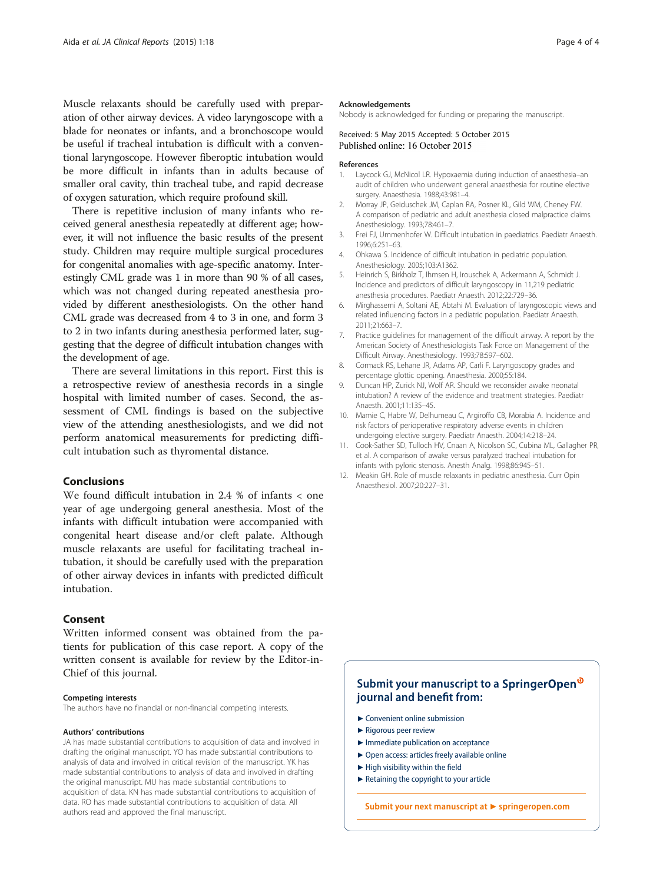Muscle relaxants should be carefully used with preparation of other airway devices. A video laryngoscope with a blade for neonates or infants, and a bronchoscope would be useful if tracheal intubation is difficult with a conventional laryngoscope. However fiberoptic intubation would be more difficult in infants than in adults because of smaller oral cavity, thin tracheal tube, and rapid decrease of oxygen saturation, which require profound skill.

There is repetitive inclusion of many infants who received general anesthesia repeatedly at different age; however, it will not influence the basic results of the present study. Children may require multiple surgical procedures for congenital anomalies with age-specific anatomy. Interestingly CML grade was 1 in more than 90 % of all cases, which was not changed during repeated anesthesia provided by different anesthesiologists. On the other hand CML grade was decreased from 4 to 3 in one, and form 3 to 2 in two infants during anesthesia performed later, suggesting that the degree of difficult intubation changes with the development of age.

There are several limitations in this report. First this is a retrospective review of anesthesia records in a single hospital with limited number of cases. Second, the assessment of CML findings is based on the subjective view of the attending anesthesiologists, and we did not perform anatomical measurements for predicting difficult intubation such as thyromental distance.

## Conclusions

We found difficult intubation in 2.4 % of infants < one year of age undergoing general anesthesia. Most of the infants with difficult intubation were accompanied with congenital heart disease and/or cleft palate. Although muscle relaxants are useful for facilitating tracheal intubation, it should be carefully used with the preparation of other airway devices in infants with predicted difficult intubation.

## Consent

Written informed consent was obtained from the patients for publication of this case report. A copy of the written consent is available for review by the Editor-in-Chief of this journal.

#### Competing interests

The authors have no financial or non-financial competing interests.

#### Authors' contributions

JA has made substantial contributions to acquisition of data and involved in drafting the original manuscript. YO has made substantial contributions to analysis of data and involved in critical revision of the manuscript. YK has made substantial contributions to analysis of data and involved in drafting the original manuscript. MU has made substantial contributions to acquisition of data. KN has made substantial contributions to acquisition of data. RO has made substantial contributions to acquisition of data. All authors read and approved the final manuscript.

#### Acknowledgements

Nobody is acknowledged for funding or preparing the manuscript.

Received: 5 May 2015 Accepted: 5 October 2015
Published online: 16 October 2015

#### References

1. Laycock GJ, McNicol LR. Hypoxaemia during induction of anaesthesia–an audit of children who underwent general anaesthesia for routine elective surgery. Anaesthesia. 1988;43:981–4.
2. Morray JP, Geiduschek JM, Caplan RA, Posner KL, Gild WM, Cheney FW. A comparison of pediatric and adult anesthesia closed malpractice claims. Anesthesiology. 1993;78:461–7.
3. Frei FJ, Ummenhofer W. Difficult intubation in paediatrics. Paediatr Anaesth. 1996;6:251–63.
4. Ohkawa S. Incidence of difficult intubation in pediatric population. Anesthesiology. 2005;103:A1362.
5. Heinrich S, Birkholz T, Ihmsen H, Irouschek A, Ackermann A, Schmidt J. Incidence and predictors of difficult laryngoscopy in 11,219 pediatric anesthesia procedures. Paediatr Anaesth. 2012;22:729–36.
6. Mirghassemi A, Soltani AE, Abtahi M. Evaluation of laryngoscopic views and related influencing factors in a pediatric population. Paediatr Anaesth. 2011;21:663–7.
7. Practice guidelines for management of the difficult airway. A report by the American Society of Anesthesiologists Task Force on Management of the Difficult Airway. Anesthesiology. 1993;78:597–602.
8. Cormack RS, Lehane JR, Adams AP, Carli F. Laryngoscopy grades and percentage glottic opening. Anaesthesia. 2000;55:184.
9. Duncan HP, Zurick NJ, Wolf AR. Should we reconsider awake neonatal intubation? A review of the evidence and treatment strategies. Paediatr Anaesth. 2001;11:135–45.
10. Mamie C, Habre W, Delhumeau C, Argiroffo CB, Morabia A. Incidence and risk factors of perioperative respiratory adverse events in children undergoing elective surgery. Paediatr Anaesth. 2004;14:218–24.
11. Cook-Sather SD, Tulloch HV, Cnaan A, Nicolson SC, Cubina ML, Gallagher PR, et al. A comparison of awake versus paralyzed tracheal intubation for infants with pyloric stenosis. Anesth Analg. 1998;86:945–51.
12. Meakin GH. Role of muscle relaxants in pediatric anesthesia. Curr Opin Anaesthesiol. 2007;20:227–31.

**Submit your manuscript to a SpringerOpen journal and benefit from:**

- ► Convenient online submission
- ► Rigorous peer review
- ► Immediate publication on acceptance
- ► Open access: articles freely available online
- ► High visibility within the field
- ► Retaining the copyright to your article

**Submit your next manuscript at ► springeropen.com**